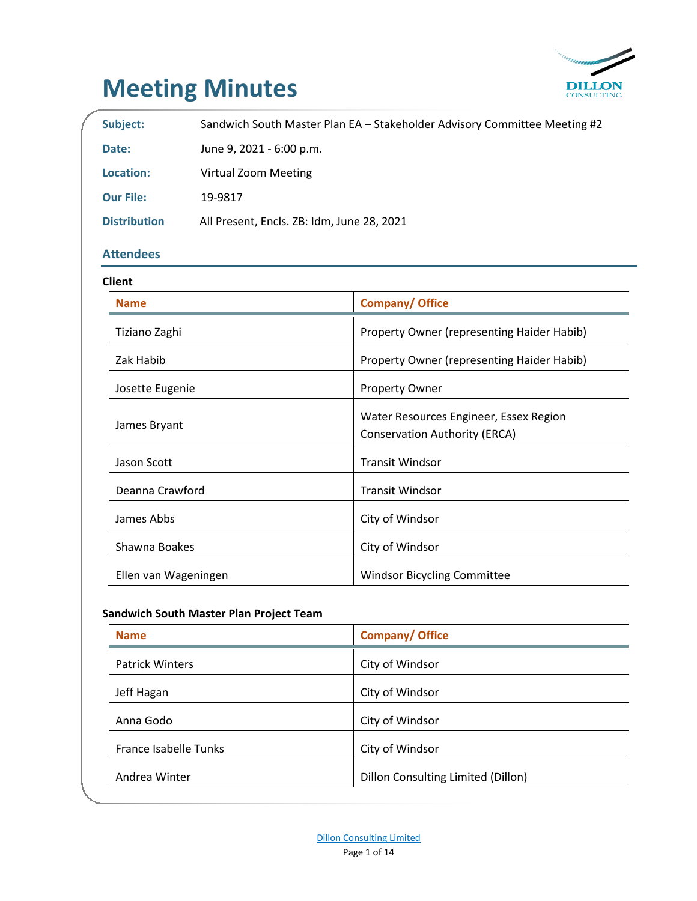# Meeting Minutes

**Subject:** Sandwich South Master Plan EA – Stakeholder Advisory Committee Meeting #2

**Date:** June 9, 2021 - 6:00 p.m.

**Location:** Virtual Zoom Meeting

**Our File:** 19-9817

**Distribution** All Present, Encls. ZB: Idm, June 28, 2021

## Attendees

**Client**

| Name | Company/ Office |
|---|---|
| Tiziano Zaghi | Property Owner (representing Haider Habib) |
| Zak Habib | Property Owner (representing Haider Habib) |
| Josette Eugenie | Property Owner |
| James Bryant | Water Resources Engineer, Essex Region Conservation Authority (ERCA) |
| Jason Scott | Transit Windsor |
| Deanna Crawford | Transit Windsor |
| James Abbs | City of Windsor |
| Shawna Boakes | City of Windsor |
| Ellen van Wageningen | Windsor Bicycling Committee |

**Sandwich South Master Plan Project Team**

| Name | Company/ Office |
|---|---|
| Patrick Winters | City of Windsor |
| Jeff Hagan | City of Windsor |
| Anna Godo | City of Windsor |
| France Isabelle Tunks | City of Windsor |
| Andrea Winter | Dillon Consulting Limited (Dillon) |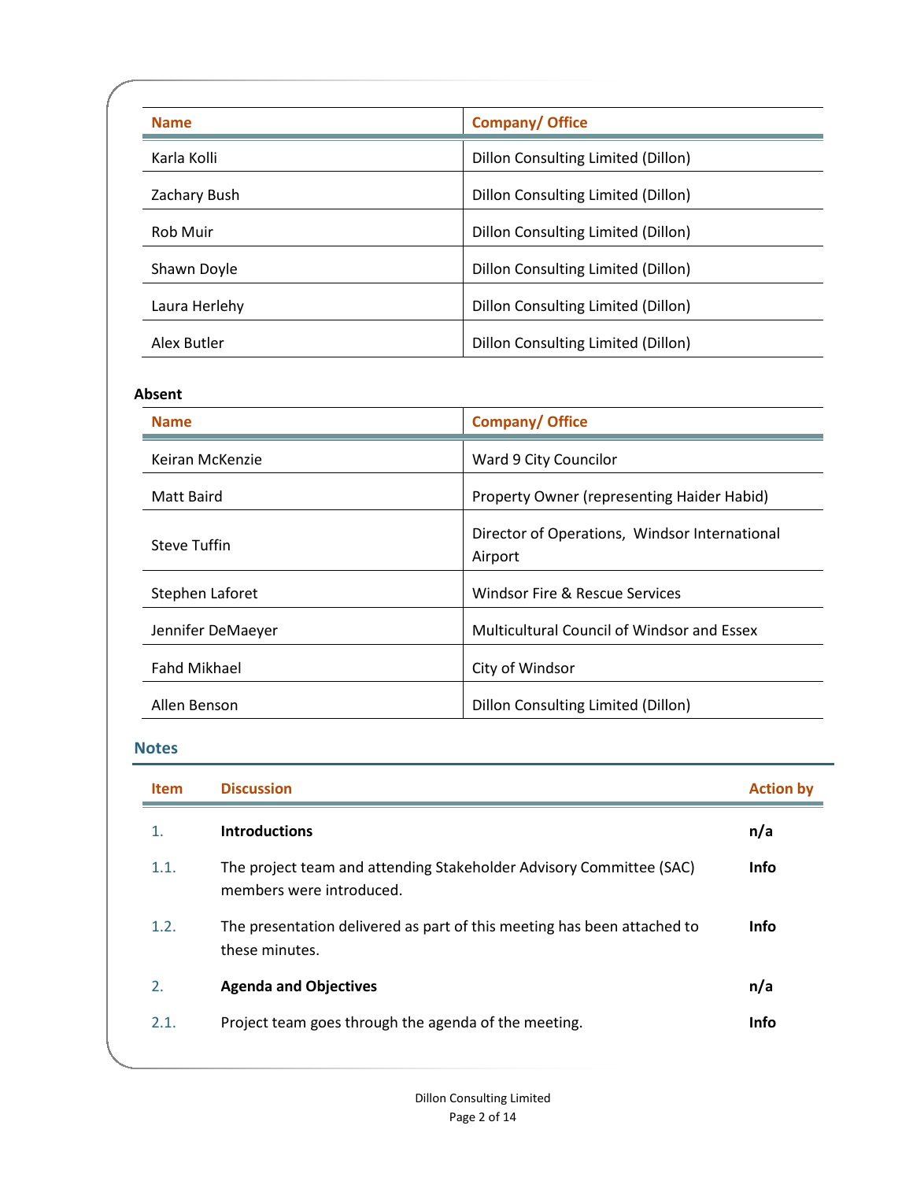| Name | Company/ Office |
|---|---|
| Karla Kolli | Dillon Consulting Limited (Dillon) |
| Zachary Bush | Dillon Consulting Limited (Dillon) |
| Rob Muir | Dillon Consulting Limited (Dillon) |
| Shawn Doyle | Dillon Consulting Limited (Dillon) |
| Laura Herlehy | Dillon Consulting Limited (Dillon) |
| Alex Butler | Dillon Consulting Limited (Dillon) |

**Absent**

| Name | Company/ Office |
|---|---|
| Keiran McKenzie | Ward 9 City Councilor |
| Matt Baird | Property Owner (representing Haider Habid) |
| Steve Tuffin | Director of Operations, Windsor International Airport |
| Stephen Laforet | Windsor Fire & Rescue Services |
| Jennifer DeMaeyer | Multicultural Council of Windsor and Essex |
| Fahd Mikhael | City of Windsor |
| Allen Benson | Dillon Consulting Limited (Dillon) |

## Notes

| Item | Discussion | Action by |
|---|---|---|
| 1. | **Introductions** | **n/a** |
| 1.1. | The project team and attending Stakeholder Advisory Committee (SAC) members were introduced. | **Info** |
| 1.2. | The presentation delivered as part of this meeting has been attached to these minutes. | **Info** |
| 2. | **Agenda and Objectives** | **n/a** |
| 2.1. | Project team goes through the agenda of the meeting. | **Info** |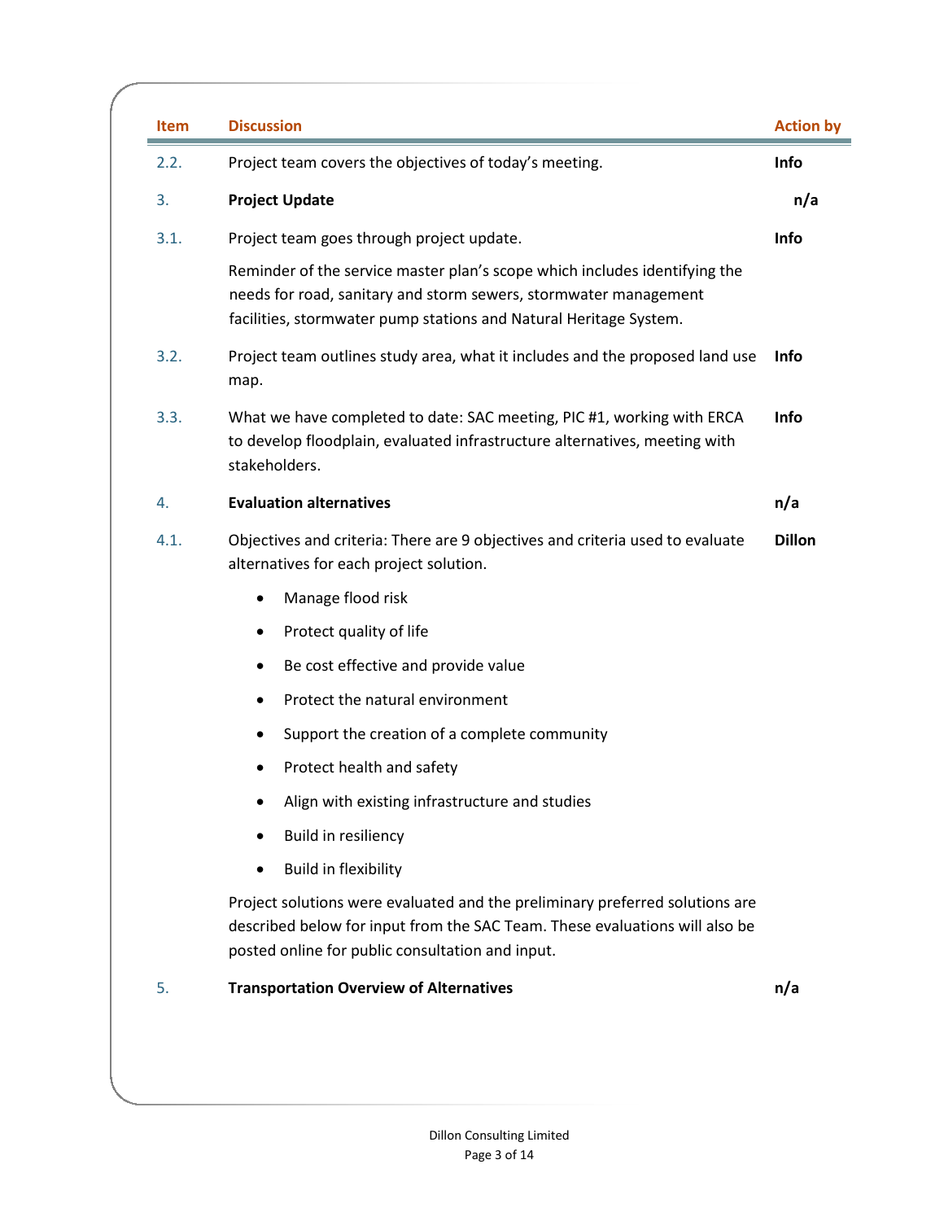| Item | Discussion | Action by |
|---|---|---|
| 2.2. | Project team covers the objectives of today's meeting. | **Info** |
| 3. | **Project Update** | **n/a** |
| 3.1. | Project team goes through project update.<br><br>Reminder of the service master plan's scope which includes identifying the needs for road, sanitary and storm sewers, stormwater management facilities, stormwater pump stations and Natural Heritage System. | **Info** |
| 3.2. | Project team outlines study area, what it includes and the proposed land use map. | **Info** |
| 3.3. | What we have completed to date: SAC meeting, PIC #1, working with ERCA to develop floodplain, evaluated infrastructure alternatives, meeting with stakeholders. | **Info** |
| 4. | **Evaluation alternatives** | **n/a** |
| 4.1. | Objectives and criteria: There are 9 objectives and criteria used to evaluate alternatives for each project solution.<br><br>• Manage flood risk<br>• Protect quality of life<br>• Be cost effective and provide value<br>• Protect the natural environment<br>• Support the creation of a complete community<br>• Protect health and safety<br>• Align with existing infrastructure and studies<br>• Build in resiliency<br>• Build in flexibility<br><br>Project solutions were evaluated and the preliminary preferred solutions are described below for input from the SAC Team. These evaluations will also be posted online for public consultation and input. | **Dillon** |
| 5. | **Transportation Overview of Alternatives** | **n/a** |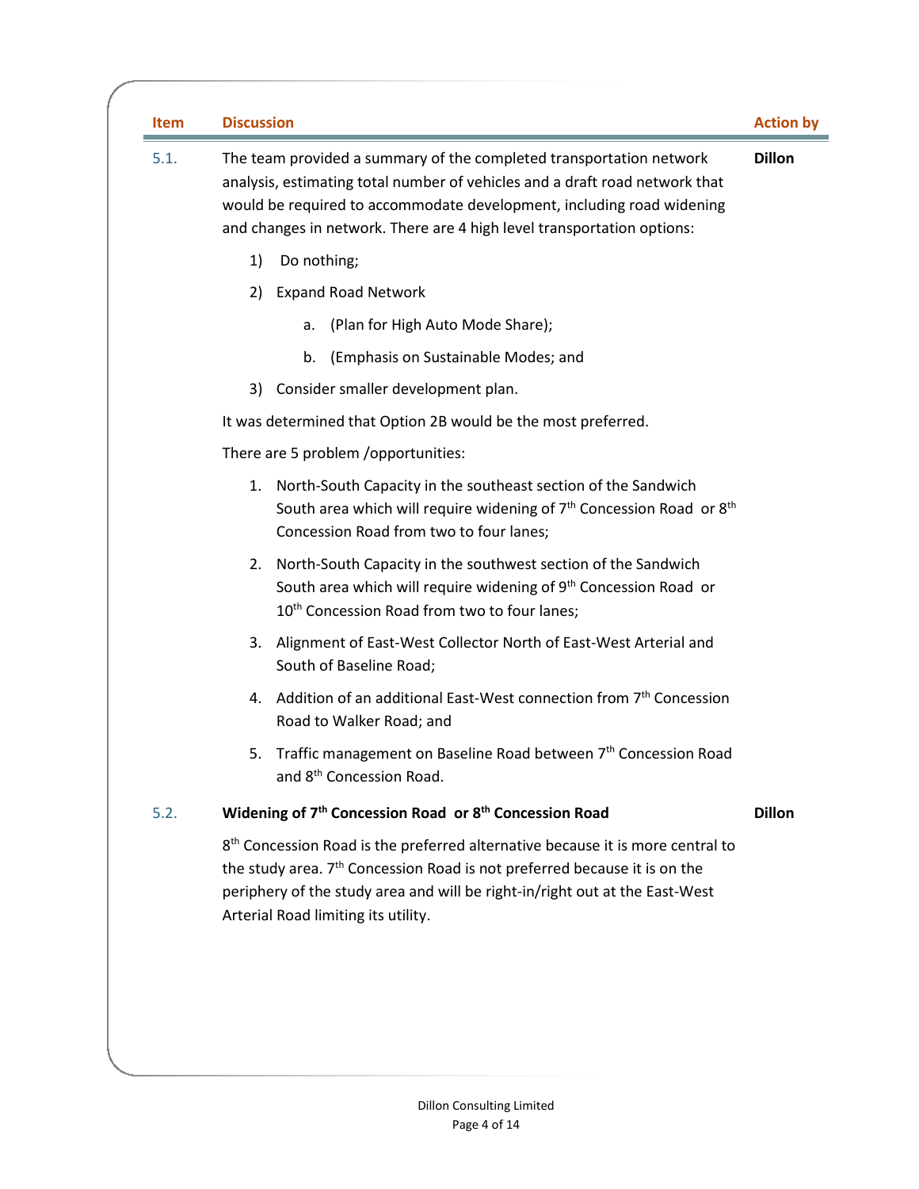| Item | Discussion | Action by |
|---|---|---|
| 5.1. | The team provided a summary of the completed transportation network analysis, estimating total number of vehicles and a draft road network that would be required to accommodate development, including road widening and changes in network. There are 4 high level transportation options:<br><br>1) Do nothing;<br>2) Expand Road Network<br>&nbsp;&nbsp;&nbsp;&nbsp;a. (Plan for High Auto Mode Share);<br>&nbsp;&nbsp;&nbsp;&nbsp;b. (Emphasis on Sustainable Modes; and<br>3) Consider smaller development plan.<br><br>It was determined that Option 2B would be the most preferred.<br><br>There are 5 problem /opportunities:<br><br>1. North-South Capacity in the southeast section of the Sandwich South area which will require widening of 7th Concession Road or 8th Concession Road from two to four lanes;<br>2. North-South Capacity in the southwest section of the Sandwich South area which will require widening of 9th Concession Road or 10th Concession Road from two to four lanes;<br>3. Alignment of East-West Collector North of East-West Arterial and South of Baseline Road;<br>4. Addition of an additional East-West connection from 7th Concession Road to Walker Road; and<br>5. Traffic management on Baseline Road between 7th Concession Road and 8th Concession Road. | **Dillon** |
| 5.2. | **Widening of 7th Concession Road or 8th Concession Road**<br><br>8th Concession Road is the preferred alternative because it is more central to the study area. 7th Concession Road is not preferred because it is on the periphery of the study area and will be right-in/right out at the East-West Arterial Road limiting its utility. | **Dillon** |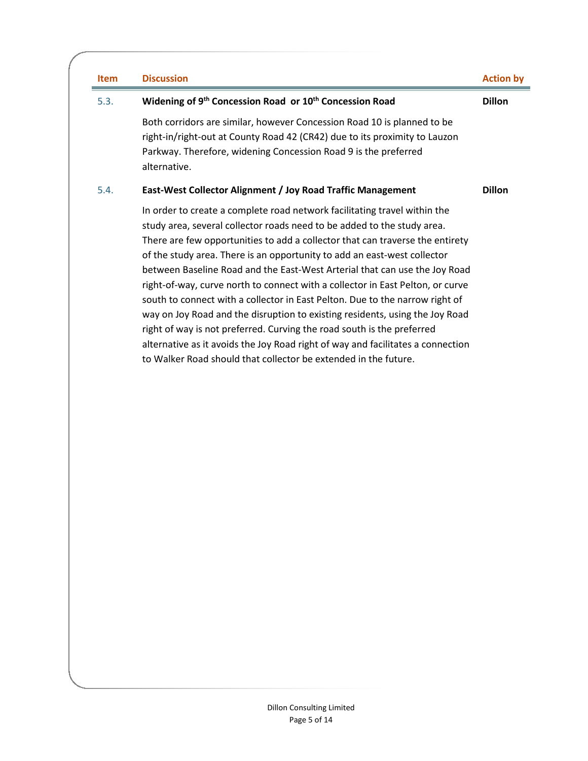| Item | Discussion | Action by |
| --- | --- | --- |
| 5.3. | **Widening of 9th Concession Road or 10th Concession Road**<br><br>Both corridors are similar, however Concession Road 10 is planned to be right-in/right-out at County Road 42 (CR42) due to its proximity to Lauzon Parkway. Therefore, widening Concession Road 9 is the preferred alternative. | **Dillon** |
| 5.4. | **East-West Collector Alignment / Joy Road Traffic Management**<br><br>In order to create a complete road network facilitating travel within the study area, several collector roads need to be added to the study area. There are few opportunities to add a collector that can traverse the entirety of the study area. There is an opportunity to add an east-west collector between Baseline Road and the East-West Arterial that can use the Joy Road right-of-way, curve north to connect with a collector in East Pelton, or curve south to connect with a collector in East Pelton. Due to the narrow right of way on Joy Road and the disruption to existing residents, using the Joy Road right of way is not preferred. Curving the road south is the preferred alternative as it avoids the Joy Road right of way and facilitates a connection to Walker Road should that collector be extended in the future. | **Dillon** |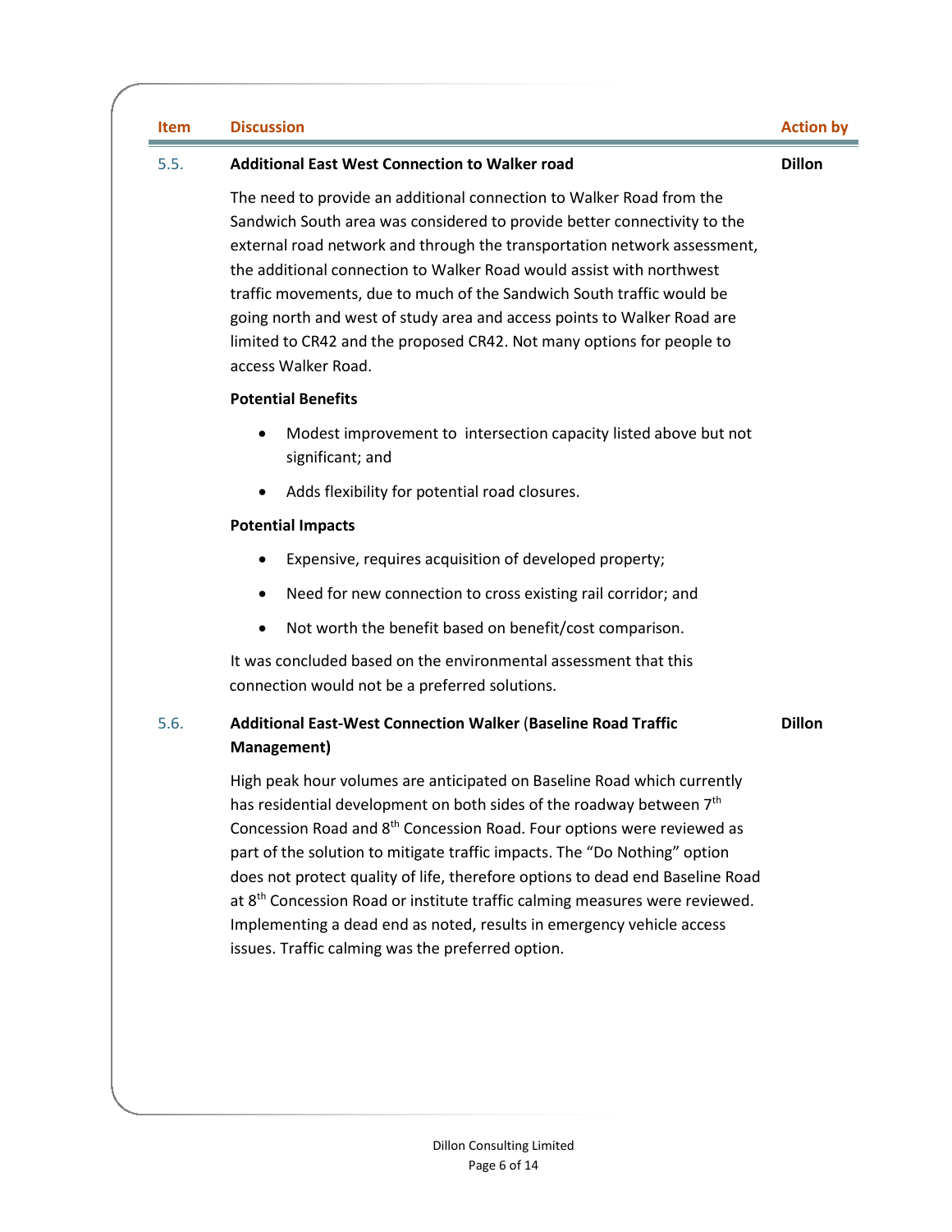| Item | Discussion | Action by |
|---|---|---|
| 5.5. | **Additional East West Connection to Walker road** | **Dillon** |

The need to provide an additional connection to Walker Road from the Sandwich South area was considered to provide better connectivity to the external road network and through the transportation network assessment, the additional connection to Walker Road would assist with northwest traffic movements, due to much of the Sandwich South traffic would be going north and west of study area and access points to Walker Road are limited to CR42 and the proposed CR42. Not many options for people to access Walker Road.

**Potential Benefits**

- Modest improvement to intersection capacity listed above but not significant; and
- Adds flexibility for potential road closures.

**Potential Impacts**

- Expensive, requires acquisition of developed property;
- Need for new connection to cross existing rail corridor; and
- Not worth the benefit based on benefit/cost comparison.

It was concluded based on the environmental assessment that this connection would not be a preferred solutions.

| Item | Discussion | Action by |
|---|---|---|
| 5.6. | **Additional East-West Connection Walker** (**Baseline Road Traffic Management)** | **Dillon** |

High peak hour volumes are anticipated on Baseline Road which currently has residential development on both sides of the roadway between 7th Concession Road and 8th Concession Road. Four options were reviewed as part of the solution to mitigate traffic impacts. The "Do Nothing" option does not protect quality of life, therefore options to dead end Baseline Road at 8th Concession Road or institute traffic calming measures were reviewed. Implementing a dead end as noted, results in emergency vehicle access issues. Traffic calming was the preferred option.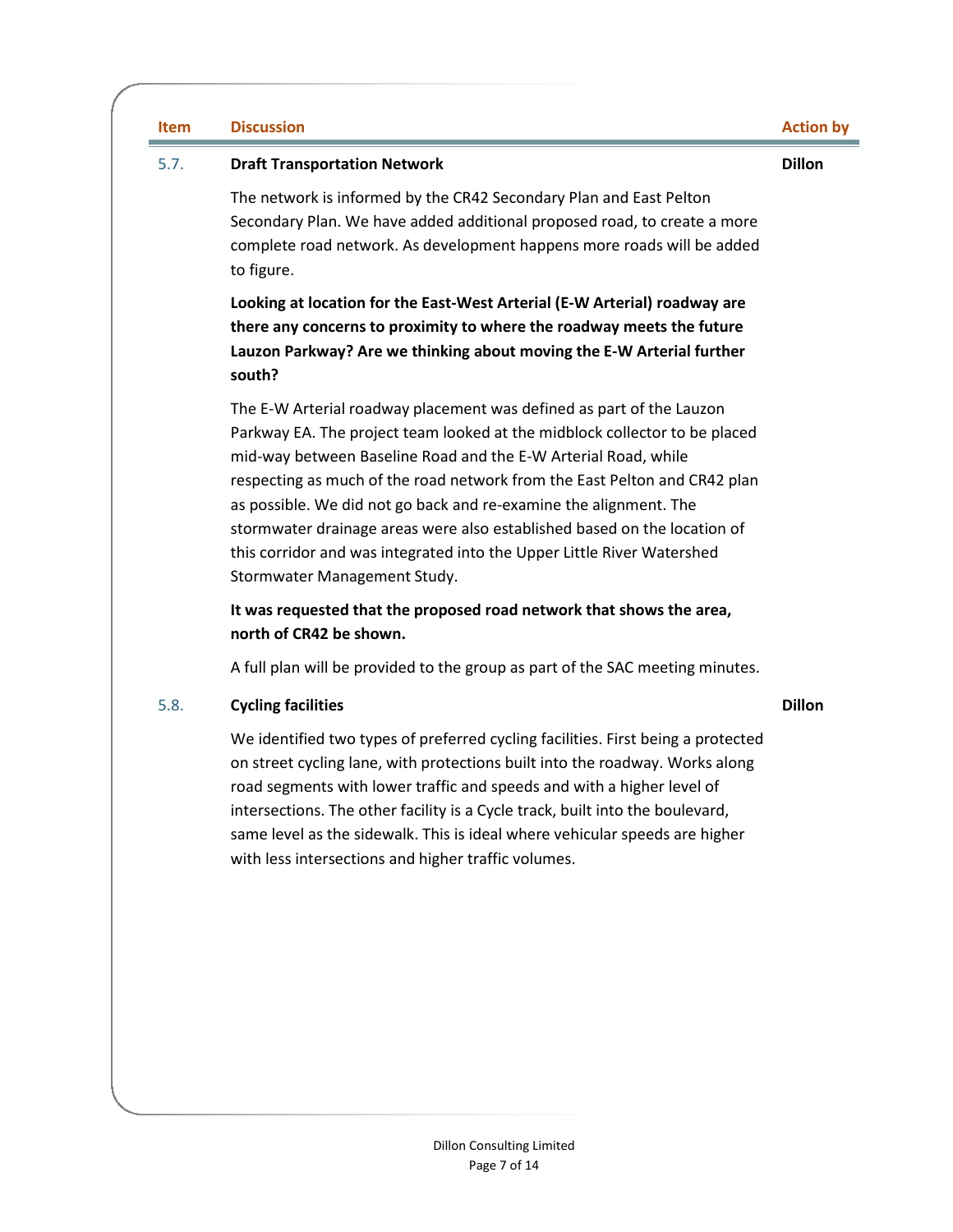| Item | Discussion | Action by |
|---|---|---|
| 5.7. | **Draft Transportation Network** | **Dillon** |
| | The network is informed by the CR42 Secondary Plan and East Pelton Secondary Plan. We have added additional proposed road, to create a more complete road network. As development happens more roads will be added to figure. | |
| | **Looking at location for the East-West Arterial (E-W Arterial) roadway are there any concerns to proximity to where the roadway meets the future Lauzon Parkway? Are we thinking about moving the E-W Arterial further south?** | |
| | The E-W Arterial roadway placement was defined as part of the Lauzon Parkway EA. The project team looked at the midblock collector to be placed mid-way between Baseline Road and the E-W Arterial Road, while respecting as much of the road network from the East Pelton and CR42 plan as possible. We did not go back and re-examine the alignment. The stormwater drainage areas were also established based on the location of this corridor and was integrated into the Upper Little River Watershed Stormwater Management Study. | |
| | **It was requested that the proposed road network that shows the area, north of CR42 be shown.** | |
| | A full plan will be provided to the group as part of the SAC meeting minutes. | |
| 5.8. | **Cycling facilities** | **Dillon** |
| | We identified two types of preferred cycling facilities. First being a protected on street cycling lane, with protections built into the roadway. Works along road segments with lower traffic and speeds and with a higher level of intersections. The other facility is a Cycle track, built into the boulevard, same level as the sidewalk. This is ideal where vehicular speeds are higher with less intersections and higher traffic volumes. | |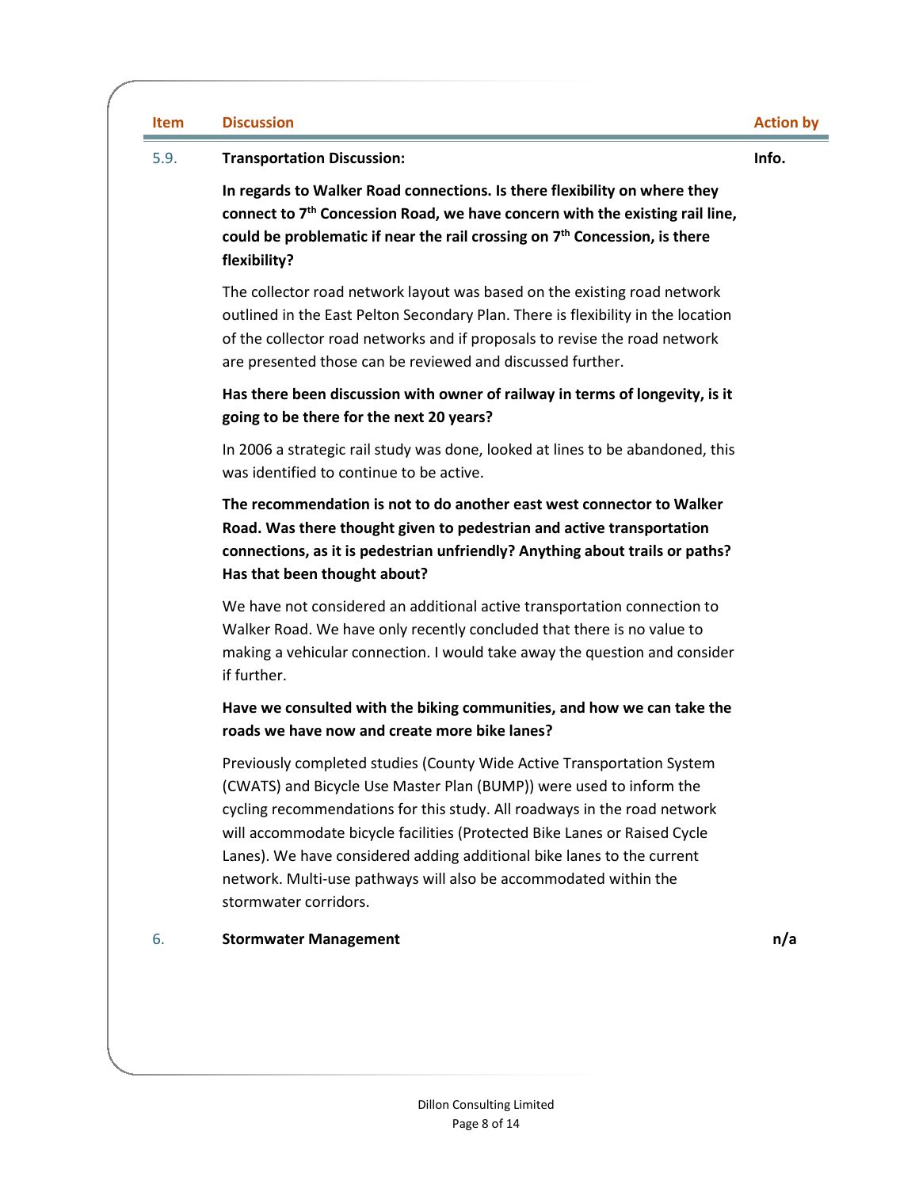| Item | Discussion | Action by |
|---|---|---|
| 5.9. | **Transportation Discussion:** | **Info.** |
| | **In regards to Walker Road connections. Is there flexibility on where they connect to 7th Concession Road, we have concern with the existing rail line, could be problematic if near the rail crossing on 7th Concession, is there flexibility?** | |
| | The collector road network layout was based on the existing road network outlined in the East Pelton Secondary Plan. There is flexibility in the location of the collector road networks and if proposals to revise the road network are presented those can be reviewed and discussed further. | |
| | **Has there been discussion with owner of railway in terms of longevity, is it going to be there for the next 20 years?** | |
| | In 2006 a strategic rail study was done, looked at lines to be abandoned, this was identified to continue to be active. | |
| | **The recommendation is not to do another east west connector to Walker Road. Was there thought given to pedestrian and active transportation connections, as it is pedestrian unfriendly? Anything about trails or paths? Has that been thought about?** | |
| | We have not considered an additional active transportation connection to Walker Road. We have only recently concluded that there is no value to making a vehicular connection. I would take away the question and consider if further. | |
| | **Have we consulted with the biking communities, and how we can take the roads we have now and create more bike lanes?** | |
| | Previously completed studies (County Wide Active Transportation System (CWATS) and Bicycle Use Master Plan (BUMP)) were used to inform the cycling recommendations for this study. All roadways in the road network will accommodate bicycle facilities (Protected Bike Lanes or Raised Cycle Lanes). We have considered adding additional bike lanes to the current network. Multi-use pathways will also be accommodated within the stormwater corridors. | |
| 6. | **Stormwater Management** | **n/a** |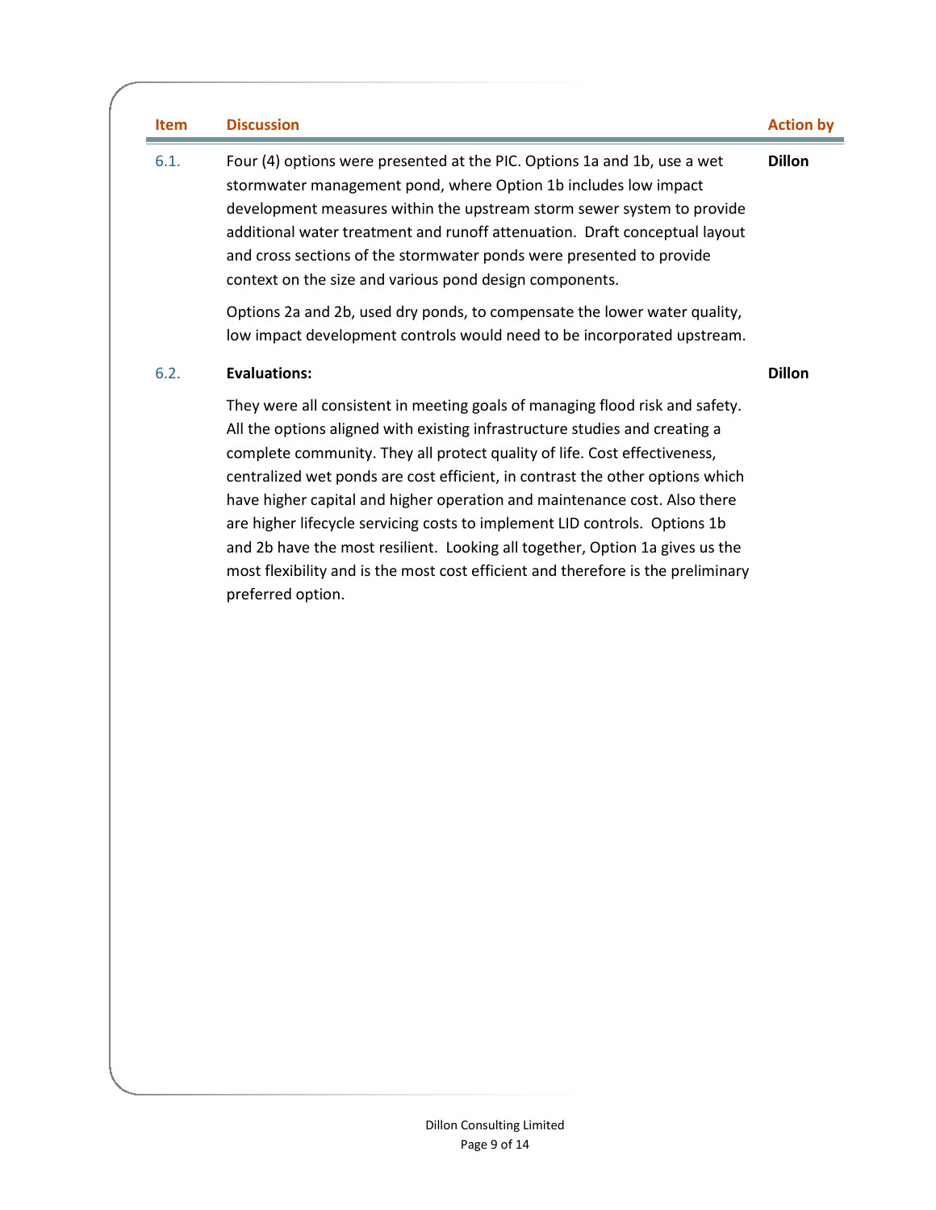| Item | Discussion | Action by |
| --- | --- | --- |
| 6.1. | Four (4) options were presented at the PIC. Options 1a and 1b, use a wet stormwater management pond, where Option 1b includes low impact development measures within the upstream storm sewer system to provide additional water treatment and runoff attenuation. Draft conceptual layout and cross sections of the stormwater ponds were presented to provide context on the size and various pond design components.<br><br>Options 2a and 2b, used dry ponds, to compensate the lower water quality, low impact development controls would need to be incorporated upstream. | **Dillon** |
| 6.2. | **Evaluations:**<br><br>They were all consistent in meeting goals of managing flood risk and safety. All the options aligned with existing infrastructure studies and creating a complete community. They all protect quality of life. Cost effectiveness, centralized wet ponds are cost efficient, in contrast the other options which have higher capital and higher operation and maintenance cost. Also there are higher lifecycle servicing costs to implement LID controls. Options 1b and 2b have the most resilient. Looking all together, Option 1a gives us the most flexibility and is the most cost efficient and therefore is the preliminary preferred option. | **Dillon** |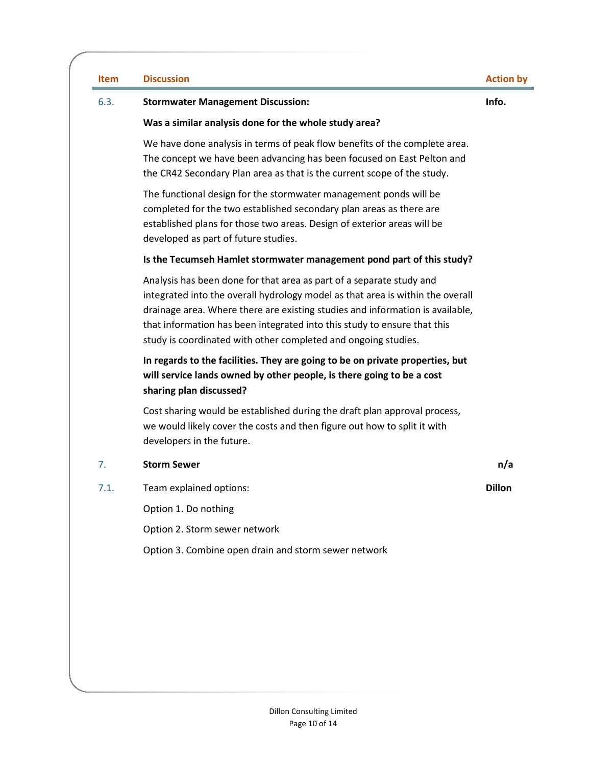| Item | Discussion | Action by |
|---|---|---|
| 6.3. | **Stormwater Management Discussion:**<br><br>**Was a similar analysis done for the whole study area?**<br><br>We have done analysis in terms of peak flow benefits of the complete area. The concept we have been advancing has been focused on East Pelton and the CR42 Secondary Plan area as that is the current scope of the study.<br><br>The functional design for the stormwater management ponds will be completed for the two established secondary plan areas as there are established plans for those two areas. Design of exterior areas will be developed as part of future studies.<br><br>**Is the Tecumseh Hamlet stormwater management pond part of this study?**<br><br>Analysis has been done for that area as part of a separate study and integrated into the overall hydrology model as that area is within the overall drainage area. Where there are existing studies and information is available, that information has been integrated into this study to ensure that this study is coordinated with other completed and ongoing studies.<br><br>**In regards to the facilities. They are going to be on private properties, but will service lands owned by other people, is there going to be a cost sharing plan discussed?**<br><br>Cost sharing would be established during the draft plan approval process, we would likely cover the costs and then figure out how to split it with developers in the future. | **Info.** |
| 7. | **Storm Sewer** | **n/a** |
| 7.1. | Team explained options:<br><br>Option 1. Do nothing<br><br>Option 2. Storm sewer network<br><br>Option 3. Combine open drain and storm sewer network | **Dillon** |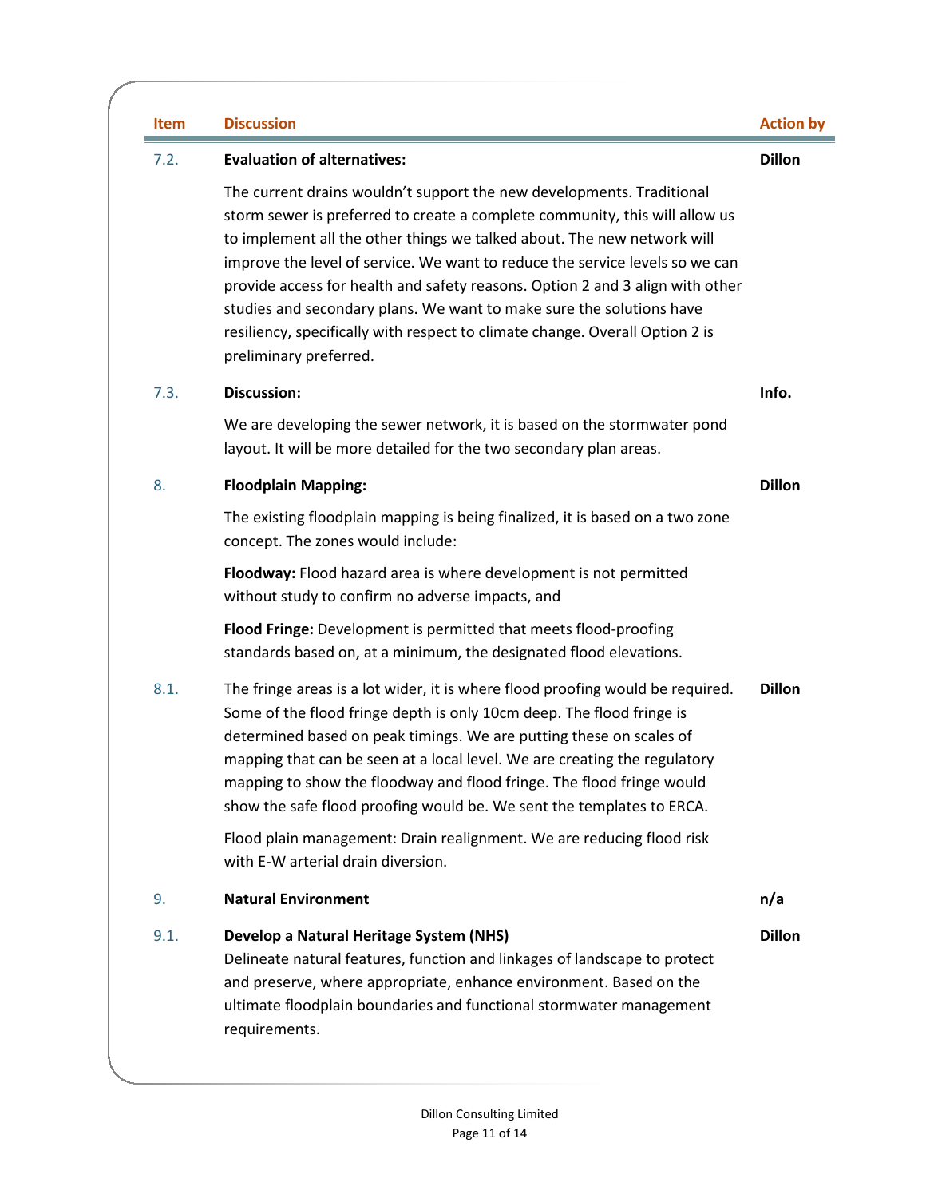| Item | Discussion | Action by |
|---|---|---|
| 7.2. | **Evaluation of alternatives:**<br><br>The current drains wouldn't support the new developments. Traditional storm sewer is preferred to create a complete community, this will allow us to implement all the other things we talked about. The new network will improve the level of service. We want to reduce the service levels so we can provide access for health and safety reasons. Option 2 and 3 align with other studies and secondary plans. We want to make sure the solutions have resiliency, specifically with respect to climate change. Overall Option 2 is preliminary preferred. | **Dillon** |
| 7.3. | **Discussion:**<br><br>We are developing the sewer network, it is based on the stormwater pond layout. It will be more detailed for the two secondary plan areas. | **Info.** |
| 8. | **Floodplain Mapping:**<br><br>The existing floodplain mapping is being finalized, it is based on a two zone concept. The zones would include:<br><br>**Floodway:** Flood hazard area is where development is not permitted without study to confirm no adverse impacts, and<br><br>**Flood Fringe:** Development is permitted that meets flood-proofing standards based on, at a minimum, the designated flood elevations. | **Dillon** |
| 8.1. | The fringe areas is a lot wider, it is where flood proofing would be required. Some of the flood fringe depth is only 10cm deep. The flood fringe is determined based on peak timings. We are putting these on scales of mapping that can be seen at a local level. We are creating the regulatory mapping to show the floodway and flood fringe. The flood fringe would show the safe flood proofing would be. We sent the templates to ERCA.<br><br>Flood plain management: Drain realignment. We are reducing flood risk with E-W arterial drain diversion. | **Dillon** |
| 9. | **Natural Environment** | **n/a** |
| 9.1. | **Develop a Natural Heritage System (NHS)**<br>Delineate natural features, function and linkages of landscape to protect and preserve, where appropriate, enhance environment. Based on the ultimate floodplain boundaries and functional stormwater management requirements. | **Dillon** |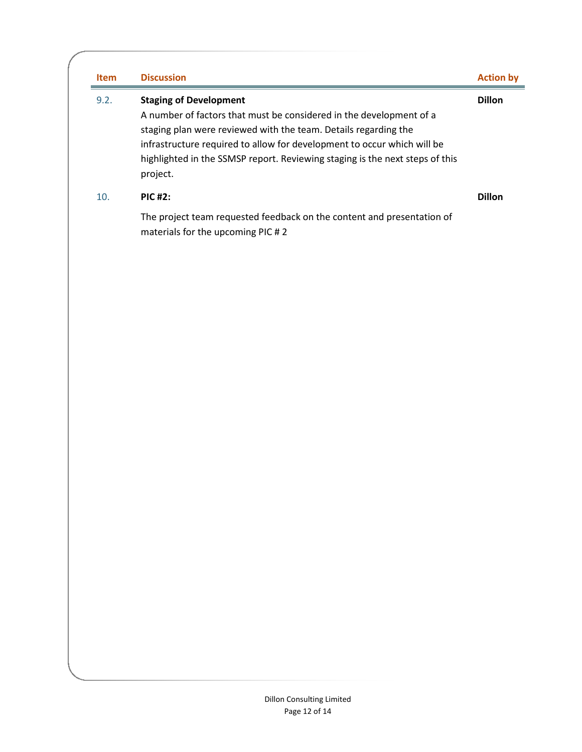| Item | Discussion | Action by |
| --- | --- | --- |
| 9.2. | **Staging of Development**<br>A number of factors that must be considered in the development of a staging plan were reviewed with the team. Details regarding the infrastructure required to allow for development to occur which will be highlighted in the SSMSP report. Reviewing staging is the next steps of this project. | **Dillon** |
| 10. | **PIC #2:**<br>The project team requested feedback on the content and presentation of materials for the upcoming PIC # 2 | **Dillon** |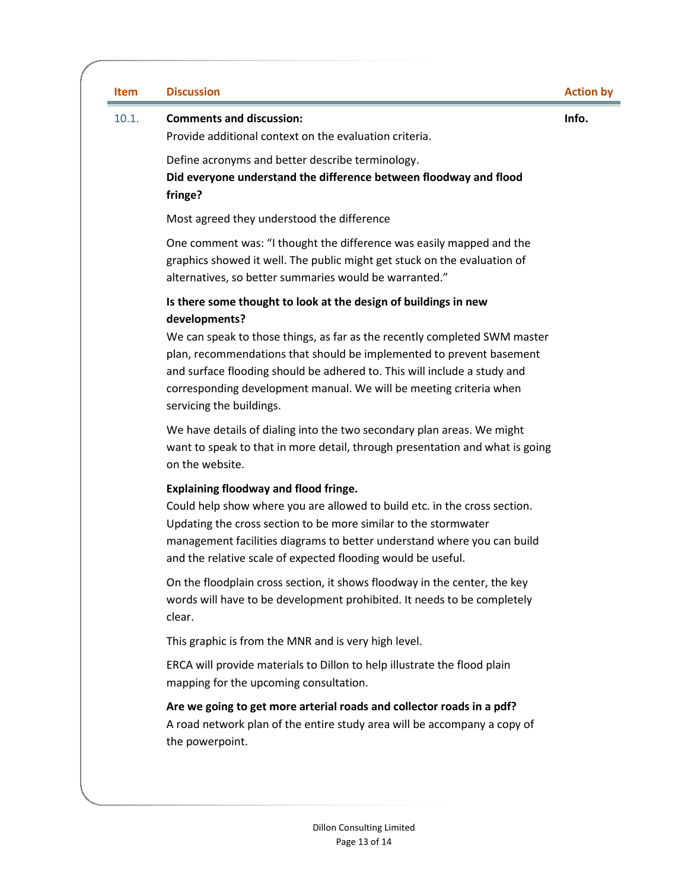| Item | Discussion | Action by |
|---|---|---|
| 10.1. | **Comments and discussion:**<br>Provide additional context on the evaluation criteria.<br><br>Define acronyms and better describe terminology.<br>**Did everyone understand the difference between floodway and flood fringe?**<br><br>Most agreed they understood the difference<br><br>One comment was: "I thought the difference was easily mapped and the graphics showed it well. The public might get stuck on the evaluation of alternatives, so better summaries would be warranted."<br><br>**Is there some thought to look at the design of buildings in new developments?**<br>We can speak to those things, as far as the recently completed SWM master plan, recommendations that should be implemented to prevent basement and surface flooding should be adhered to. This will include a study and corresponding development manual. We will be meeting criteria when servicing the buildings.<br><br>We have details of dialing into the two secondary plan areas. We might want to speak to that in more detail, through presentation and what is going on the website.<br><br>**Explaining floodway and flood fringe.**<br>Could help show where you are allowed to build etc. in the cross section. Updating the cross section to be more similar to the stormwater management facilities diagrams to better understand where you can build and the relative scale of expected flooding would be useful.<br><br>On the floodplain cross section, it shows floodway in the center, the key words will have to be development prohibited. It needs to be completely clear.<br><br>This graphic is from the MNR and is very high level.<br><br>ERCA will provide materials to Dillon to help illustrate the flood plain mapping for the upcoming consultation.<br><br>**Are we going to get more arterial roads and collector roads in a pdf?**<br>A road network plan of the entire study area will be accompany a copy of the powerpoint. | **Info.** |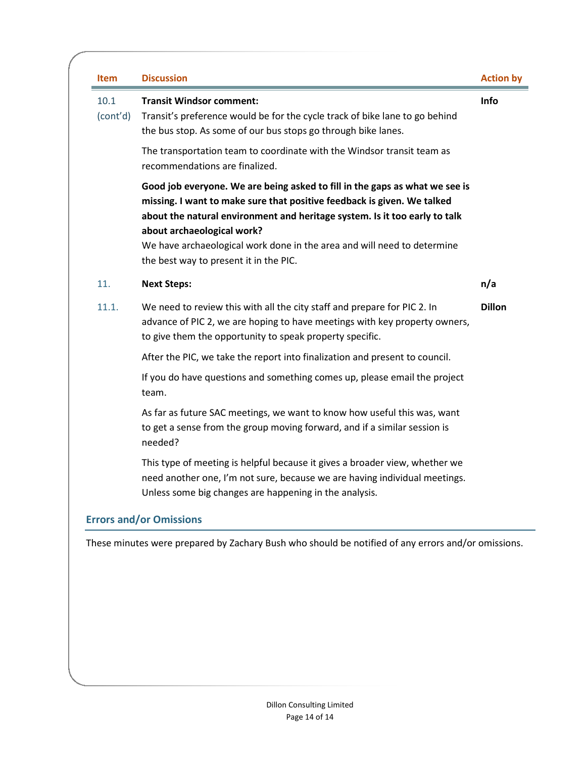| Item | Discussion | Action by |
|---|---|---|
| 10.1 (cont'd) | **Transit Windsor comment:** Transit's preference would be for the cycle track of bike lane to go behind the bus stop. As some of our bus stops go through bike lanes.<br><br>The transportation team to coordinate with the Windsor transit team as recommendations are finalized.<br><br>**Good job everyone. We are being asked to fill in the gaps as what we see is missing. I want to make sure that positive feedback is given. We talked about the natural environment and heritage system. Is it too early to talk about archaeological work?**<br>We have archaeological work done in the area and will need to determine the best way to present it in the PIC. | **Info** |
| 11. | **Next Steps:** | **n/a** |
| 11.1. | We need to review this with all the city staff and prepare for PIC 2. In advance of PIC 2, we are hoping to have meetings with key property owners, to give them the opportunity to speak property specific.<br><br>After the PIC, we take the report into finalization and present to council.<br><br>If you do have questions and something comes up, please email the project team.<br><br>As far as future SAC meetings, we want to know how useful this was, want to get a sense from the group moving forward, and if a similar session is needed?<br><br>This type of meeting is helpful because it gives a broader view, whether we need another one, I'm not sure, because we are having individual meetings. Unless some big changes are happening in the analysis. | **Dillon** |

## Errors and/or Omissions

These minutes were prepared by Zachary Bush who should be notified of any errors and/or omissions.